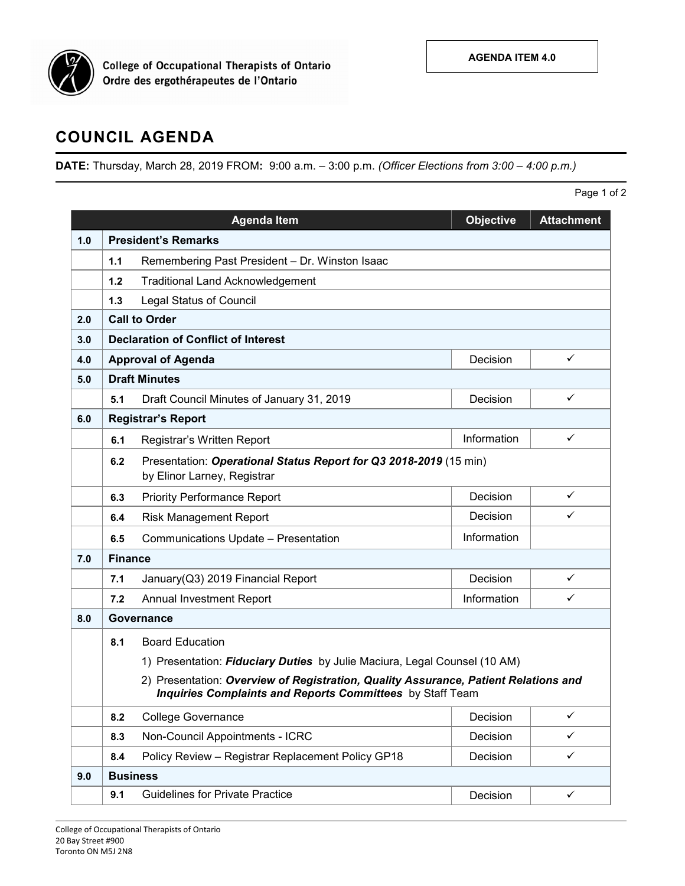College of Occupational Therapists of Ontario
Ordre des ergothérapeutes de l'Ontario

**AGENDA ITEM 4.0**

# COUNCIL AGENDA

**DATE:** Thursday, March 28, 2019 FROM**:** 9:00 a.m. – 3:00 p.m. *(Officer Elections from 3:00 – 4:00 p.m.)*

| | Agenda Item | Objective | Attachment |
|---|---|---|---|
| **1.0** | **President's Remarks** | | |
| | **1.1** Remembering Past President – Dr. Winston Isaac | | |
| | **1.2** Traditional Land Acknowledgement | | |
| | **1.3** Legal Status of Council | | |
| **2.0** | **Call to Order** | | |
| **3.0** | **Declaration of Conflict of Interest** | | |
| **4.0** | **Approval of Agenda** | Decision | ✓ |
| **5.0** | **Draft Minutes** | | |
| | **5.1** Draft Council Minutes of January 31, 2019 | Decision | ✓ |
| **6.0** | **Registrar's Report** | | |
| | **6.1** Registrar's Written Report | Information | ✓ |
| | **6.2** Presentation: ***Operational Status Report for Q3 2018-2019*** (15 min) by Elinor Larney, Registrar | | |
| | **6.3** Priority Performance Report | Decision | ✓ |
| | **6.4** Risk Management Report | Decision | ✓ |
| | **6.5** Communications Update – Presentation | Information | |
| **7.0** | **Finance** | | |
| | **7.1** January(Q3) 2019 Financial Report | Decision | ✓ |
| | **7.2** Annual Investment Report | Information | ✓ |
| **8.0** | **Governance** | | |
| | **8.1** Board Education<br>1) Presentation: ***Fiduciary Duties*** by Julie Maciura, Legal Counsel (10 AM)<br>2) Presentation: ***Overview of Registration, Quality Assurance, Patient Relations and Inquiries Complaints and Reports Committees*** by Staff Team | | |
| | **8.2** College Governance | Decision | ✓ |
| | **8.3** Non-Council Appointments - ICRC | Decision | ✓ |
| | **8.4** Policy Review – Registrar Replacement Policy GP18 | Decision | ✓ |
| **9.0** | **Business** | | |
| | **9.1** Guidelines for Private Practice | Decision | ✓ |

College of Occupational Therapists of Ontario
20 Bay Street #900
Toronto ON M5J 2N8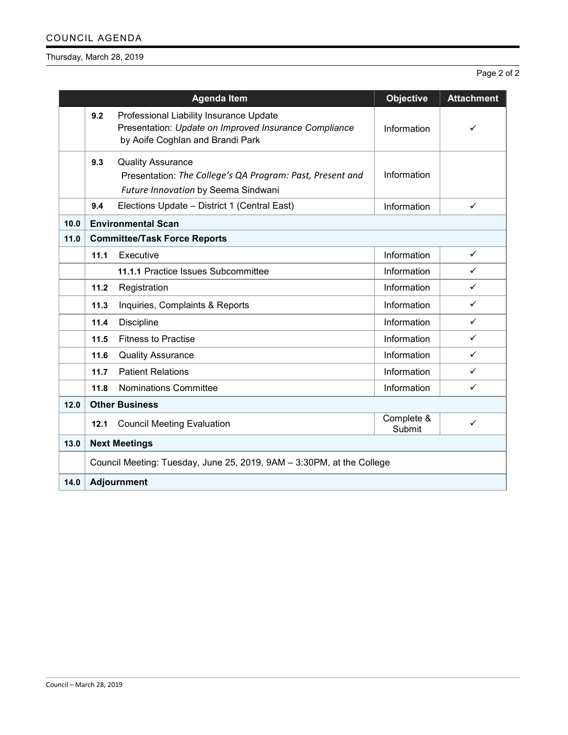| | Agenda Item | Objective | Attachment |
|---|---|---|---|
| | **9.2** Professional Liability Insurance Update<br>Presentation: *Update on Improved Insurance Compliance* by Aoife Coghlan and Brandi Park | Information | ✓ |
| | **9.3** Quality Assurance<br>Presentation: *The College's QA Program: Past, Present and Future Innovation* by Seema Sindwani | Information | |
| | **9.4** Elections Update – District 1 (Central East) | Information | ✓ |
| **10.0** | **Environmental Scan** | | |
| **11.0** | **Committee/Task Force Reports** | | |
| | **11.1** Executive | Information | ✓ |
| | **11.1.1** Practice Issues Subcommittee | Information | ✓ |
| | **11.2** Registration | Information | ✓ |
| | **11.3** Inquiries, Complaints & Reports | Information | ✓ |
| | **11.4** Discipline | Information | ✓ |
| | **11.5** Fitness to Practise | Information | ✓ |
| | **11.6** Quality Assurance | Information | ✓ |
| | **11.7** Patient Relations | Information | ✓ |
| | **11.8** Nominations Committee | Information | ✓ |
| **12.0** | **Other Business** | | |
| | **12.1** Council Meeting Evaluation | Complete & Submit | ✓ |
| **13.0** | **Next Meetings** | | |
| | Council Meeting: Tuesday, June 25, 2019, 9AM – 3:30PM, at the College | | |
| **14.0** | **Adjournment** | | |